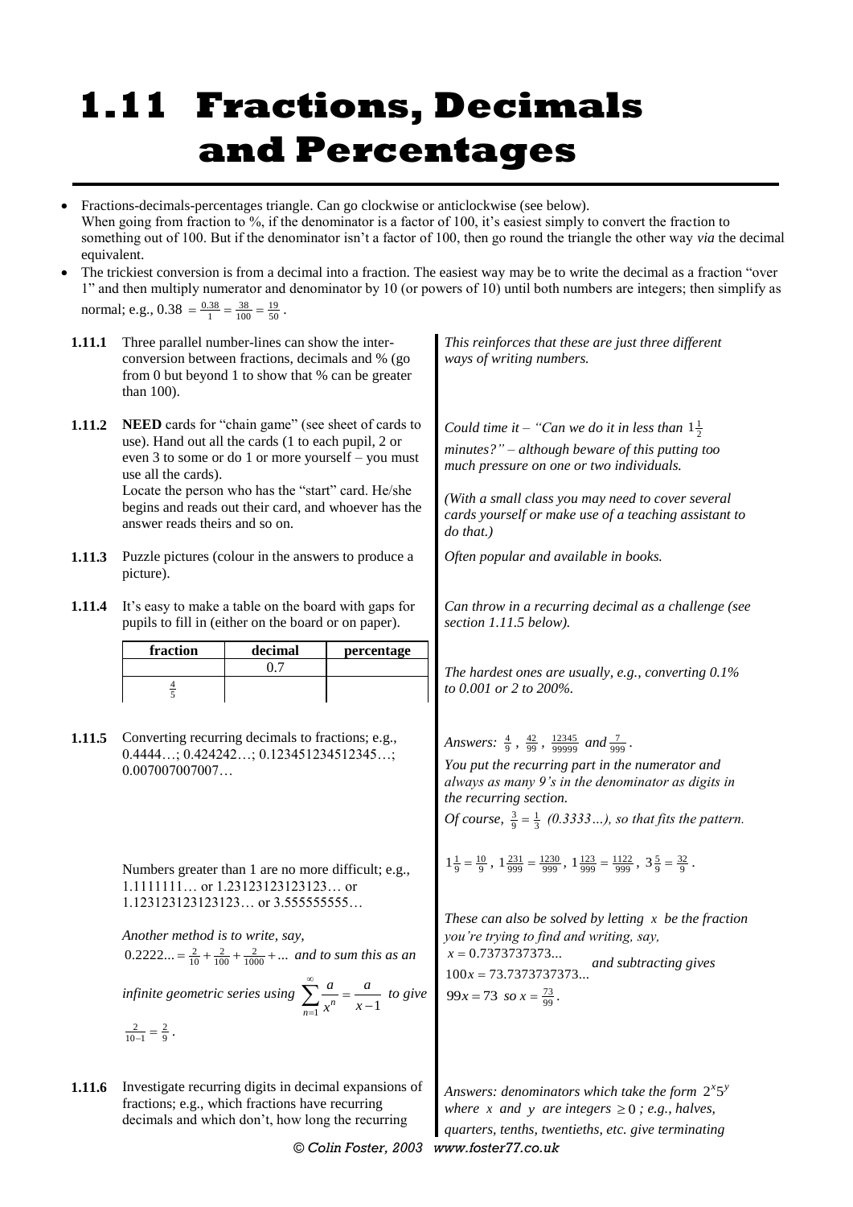# 1.11 Fractions, Decimals and Percentages

- Fractions-decimals-percentages triangle. Can go clockwise or anticlockwise (see below). When going from fraction to %, if the denominator is a factor of 100, it's easiest simply to convert the fraction to something out of 100. But if the denominator isn't a factor of 100, then go round the triangle the other way *via* the decimal equivalent.
- The trickiest conversion is from a decimal into a fraction. The easiest way may be to write the decimal as a fraction "over 1" and then multiply numerator and denominator by 10 (or powers of 10) until both numbers are integers; then simplify as normal; e.g., $0.38 = \frac{0.38}{1} = \frac{38}{100} = \frac{19}{50}$.

**1.11.1** Three parallel number-lines can show the inter-conversion between fractions, decimals and % (go from 0 but beyond 1 to show that % can be greater than 100).

*This reinforces that these are just three different ways of writing numbers.*

**1.11.2** **NEED** cards for "chain game" (see sheet of cards to use). Hand out all the cards (1 to each pupil, 2 or even 3 to some or do 1 or more yourself – you must use all the cards).
Locate the person who has the "start" card. He/she begins and reads out their card, and whoever has the answer reads theirs and so on.

*Could time it – "Can we do it in less than $1\frac{1}{2}$ minutes?" – although beware of this putting too much pressure on one or two individuals.*

*(With a small class you may need to cover several cards yourself or make use of a teaching assistant to do that.)*

**1.11.3** Puzzle pictures (colour in the answers to produce a picture).

*Often popular and available in books.*

**1.11.4** It's easy to make a table on the board with gaps for pupils to fill in (either on the board or on paper).

| fraction | decimal | percentage |
|---|---|---|
| | 0.7 | |
| $\frac{4}{5}$ | | |

*Can throw in a recurring decimal as a challenge (see section 1.11.5 below).*

*The hardest ones are usually, e.g., converting 0.1% to 0.001 or 2 to 200%.*

**1.11.5** Converting recurring decimals to fractions; e.g., 0.4444…; 0.424242…; 0.123451234512345…; 0.007007007007…

*Answers: $\frac{4}{9}$, $\frac{42}{99}$, $\frac{12345}{99999}$ and $\frac{7}{999}$.*
*You put the recurring part in the numerator and always as many 9's in the denominator as digits in the recurring section.*
*Of course, $\frac{3}{9} = \frac{1}{3}$ (0.3333…), so that fits the pattern.*

Numbers greater than 1 are no more difficult; e.g., 1.1111111… or 1.23123123123123… or 1.123123123123123… or 3.555555555…

$1\frac{1}{9} = \frac{10}{9}$, $1\frac{231}{999} = \frac{1230}{999}$, $1\frac{123}{999} = \frac{1122}{999}$, $3\frac{5}{9} = \frac{32}{9}$.

*Another method is to write, say, $0.2222... = \frac{2}{10} + \frac{2}{100} + \frac{2}{1000} + ...$ and to sum this as an infinite geometric series using $\sum_{n=1}^{\infty} \frac{a}{x^n} = \frac{a}{x-1}$ to give $\frac{2}{10-1} = \frac{2}{9}$.*

*These can also be solved by letting $x$ be the fraction you're trying to find and writing, say,*
$x = 0.7373737373...$
$100x = 73.7373737373...$ *and subtracting gives*
$99x = 73$ *so* $x = \frac{73}{99}$.

**1.11.6** Investigate recurring digits in decimal expansions of fractions; e.g., which fractions have recurring decimals and which don't, how long the recurring

*Answers: denominators which take the form $2^x 5^y$ where $x$ and $y$ are integers $\geq 0$; e.g., halves, quarters, tenths, twentieths, etc. give terminating*

© Colin Foster, 2003 www.foster77.co.uk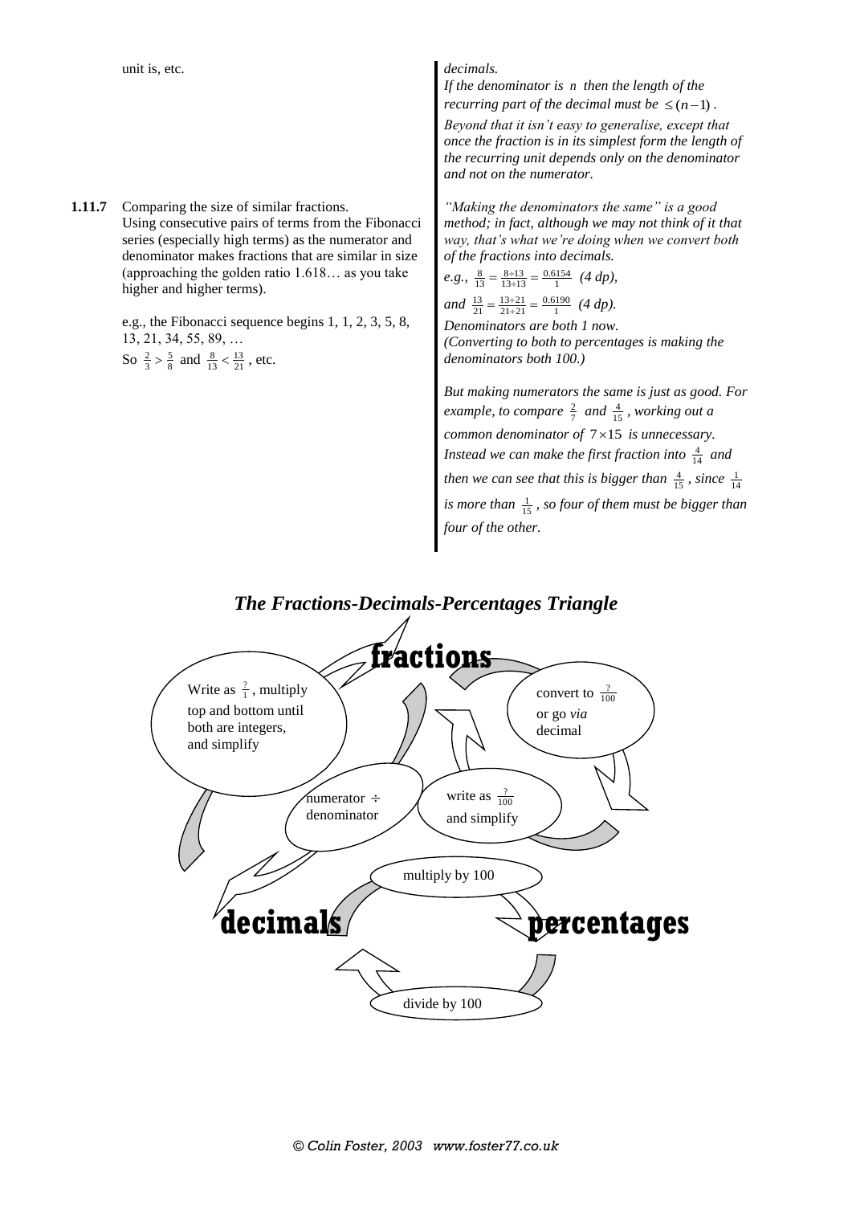unit is, etc.

*decimals.*
*If the denominator is $n$ then the length of the recurring part of the decimal must be $\leq (n-1)$.*
*Beyond that it isn't easy to generalise, except that once the fraction is in its simplest form the length of the recurring unit depends only on the denominator and not on the numerator.*

**1.11.7** Comparing the size of similar fractions.
Using consecutive pairs of terms from the Fibonacci series (especially high terms) as the numerator and denominator makes fractions that are similar in size (approaching the golden ratio 1.618… as you take higher and higher terms).

e.g., the Fibonacci sequence begins 1, 1, 2, 3, 5, 8, 13, 21, 34, 55, 89, …
So $\frac{2}{3} > \frac{5}{8}$ and $\frac{8}{13} < \frac{13}{21}$, etc.

*"Making the denominators the same" is a good method; in fact, although we may not think of it that way, that's what we're doing when we convert both of the fractions into decimals.*
*e.g.,* $\frac{8}{13} = \frac{8 \div 13}{13 \div 13} = \frac{0.6154}{1}$ *(4 dp),*
*and* $\frac{13}{21} = \frac{13 \div 21}{21 \div 21} = \frac{0.6190}{1}$ *(4 dp).*
*Denominators are both 1 now.*
*(Converting to both to percentages is making the denominators both 100.)*

*But making numerators the same is just as good. For example, to compare* $\frac{2}{7}$ *and* $\frac{4}{15}$*, working out a common denominator of* $7 \times 15$ *is unnecessary. Instead we can make the first fraction into* $\frac{4}{14}$ *and then we can see that this is bigger than* $\frac{4}{15}$*, since* $\frac{1}{14}$ *is more than* $\frac{1}{15}$*, so four of them must be bigger than four of the other.*

## *The Fractions-Decimals-Percentages Triangle*

**fractions**

- fractions → decimals: numerator $\div$ denominator
- decimals → fractions: Write as $\frac{?}{1}$, multiply top and bottom until both are integers, and simplify
- fractions → percentages: convert to $\frac{?}{100}$ or go *via* decimal
- percentages → fractions: write as $\frac{?}{100}$ and simplify
- decimals → percentages: multiply by 100
- percentages → decimals: divide by 100

**decimals** **percentages**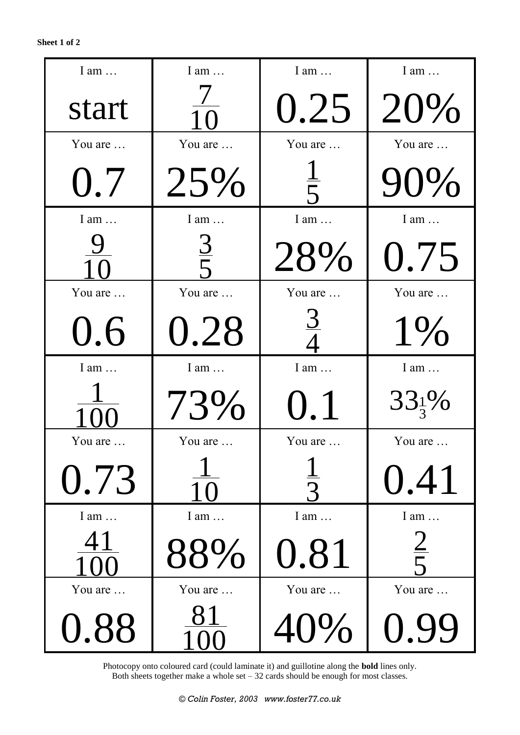**Sheet 1 of 2**

| I am … start | I am … $\frac{7}{10}$ | I am … 0.25 | I am … 20% |
|---|---|---|---|
| You are … 0.7 | You are … 25% | You are … $\frac{1}{5}$ | You are … 90% |
| I am … $\frac{9}{10}$ | I am … $\frac{3}{5}$ | I am … 28% | I am … 0.75 |
| You are … 0.6 | You are … 0.28 | You are … $\frac{3}{4}$ | You are … 1% |
| I am … $\frac{1}{100}$ | I am … 73% | I am … 0.1 | I am … $33\frac{1}{3}\%$ |
| You are … 0.73 | You are … $\frac{1}{10}$ | You are … $\frac{1}{3}$ | You are … 0.41 |
| I am … $\frac{41}{100}$ | I am … 88% | I am … 0.81 | I am … $\frac{2}{5}$ |
| You are … 0.88 | You are … $\frac{81}{100}$ | You are … 40% | You are … 0.99 |

Photocopy onto coloured card (could laminate it) and guillotine along the **bold** lines only.
Both sheets together make a whole set – 32 cards should be enough for most classes.

*© Colin Foster, 2003 www.foster77.co.uk*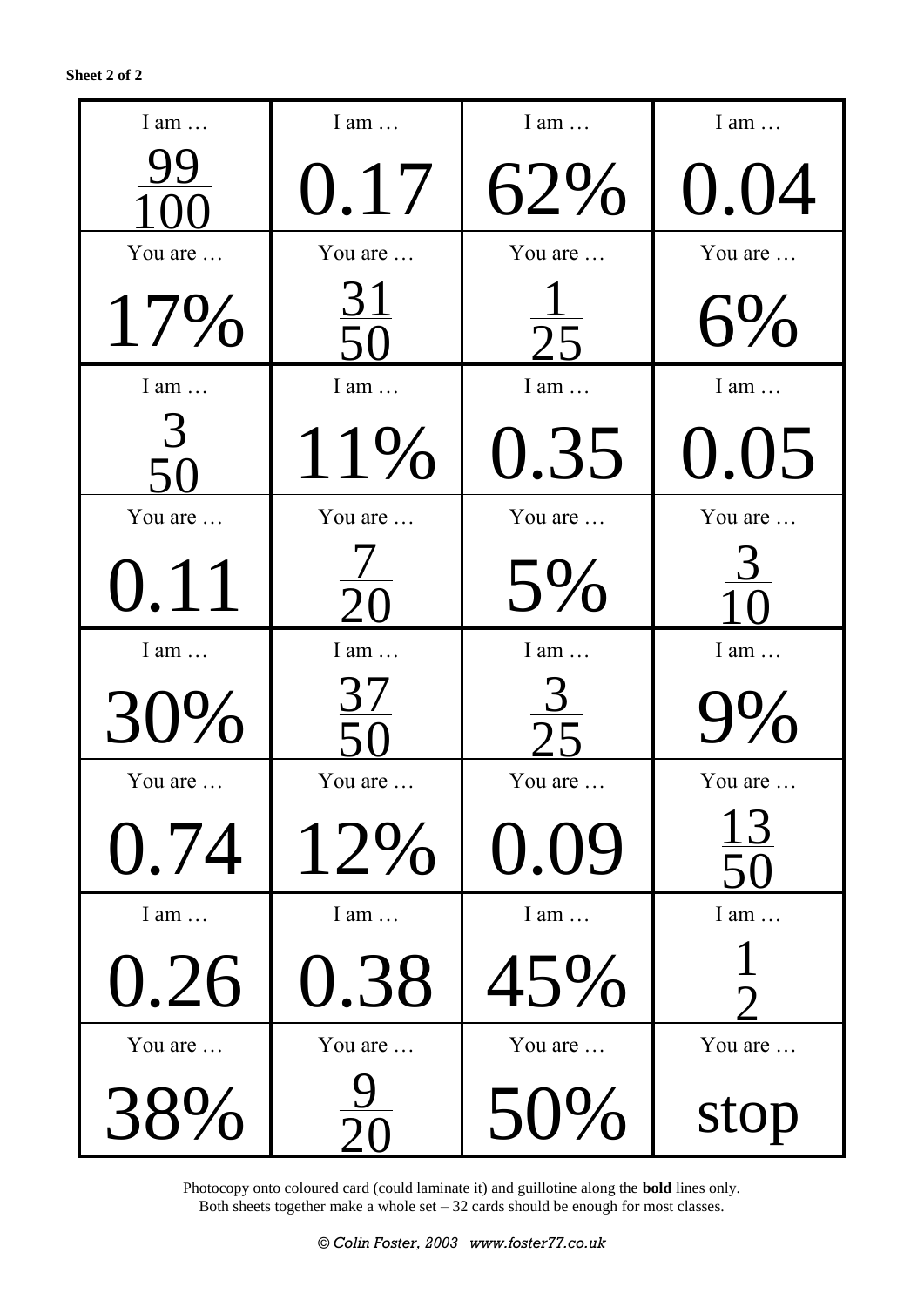**Sheet 2 of 2**

| | | | |
|---|---|---|---|
| I am … $\frac{99}{100}$ | I am … 0.17 | I am … 62% | I am … 0.04 |
| You are … 17% | You are … $\frac{31}{50}$ | You are … $\frac{1}{25}$ | You are … 6% |
| I am … $\frac{3}{50}$ | I am … 11% | I am … 0.35 | I am … 0.05 |
| You are … 0.11 | You are … $\frac{7}{20}$ | You are … 5% | You are … $\frac{3}{10}$ |
| I am … 30% | I am … $\frac{37}{50}$ | I am … $\frac{3}{25}$ | I am … 9% |
| You are … 0.74 | You are … 12% | You are … 0.09 | You are … $\frac{13}{50}$ |
| I am … 0.26 | I am … 0.38 | I am … 45% | I am … $\frac{1}{2}$ |
| You are … 38% | You are … $\frac{9}{20}$ | You are … 50% | You are … stop |

Photocopy onto coloured card (could laminate it) and guillotine along the **bold** lines only.
Both sheets together make a whole set – 32 cards should be enough for most classes.

*© Colin Foster, 2003 www.foster77.co.uk*